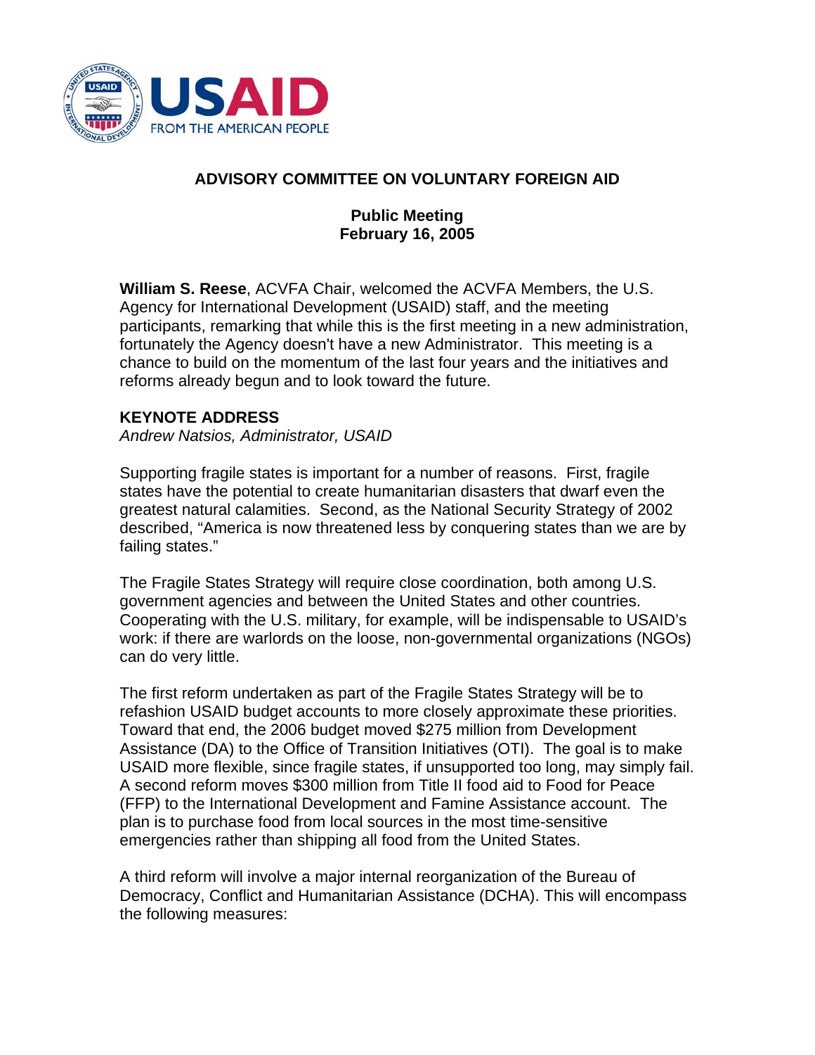## ADVISORY COMMITTEE ON VOLUNTARY FOREIGN AID

### Public Meeting
### February 16, 2005

**William S. Reese**, ACVFA Chair, welcomed the ACVFA Members, the U.S. Agency for International Development (USAID) staff, and the meeting participants, remarking that while this is the first meeting in a new administration, fortunately the Agency doesn't have a new Administrator. This meeting is a chance to build on the momentum of the last four years and the initiatives and reforms already begun and to look toward the future.

### KEYNOTE ADDRESS

*Andrew Natsios, Administrator, USAID*

Supporting fragile states is important for a number of reasons. First, fragile states have the potential to create humanitarian disasters that dwarf even the greatest natural calamities. Second, as the National Security Strategy of 2002 described, "America is now threatened less by conquering states than we are by failing states."

The Fragile States Strategy will require close coordination, both among U.S. government agencies and between the United States and other countries. Cooperating with the U.S. military, for example, will be indispensable to USAID's work: if there are warlords on the loose, non-governmental organizations (NGOs) can do very little.

The first reform undertaken as part of the Fragile States Strategy will be to refashion USAID budget accounts to more closely approximate these priorities. Toward that end, the 2006 budget moved $275 million from Development Assistance (DA) to the Office of Transition Initiatives (OTI). The goal is to make USAID more flexible, since fragile states, if unsupported too long, may simply fail. A second reform moves $300 million from Title II food aid to Food for Peace (FFP) to the International Development and Famine Assistance account. The plan is to purchase food from local sources in the most time-sensitive emergencies rather than shipping all food from the United States.

A third reform will involve a major internal reorganization of the Bureau of Democracy, Conflict and Humanitarian Assistance (DCHA). This will encompass the following measures: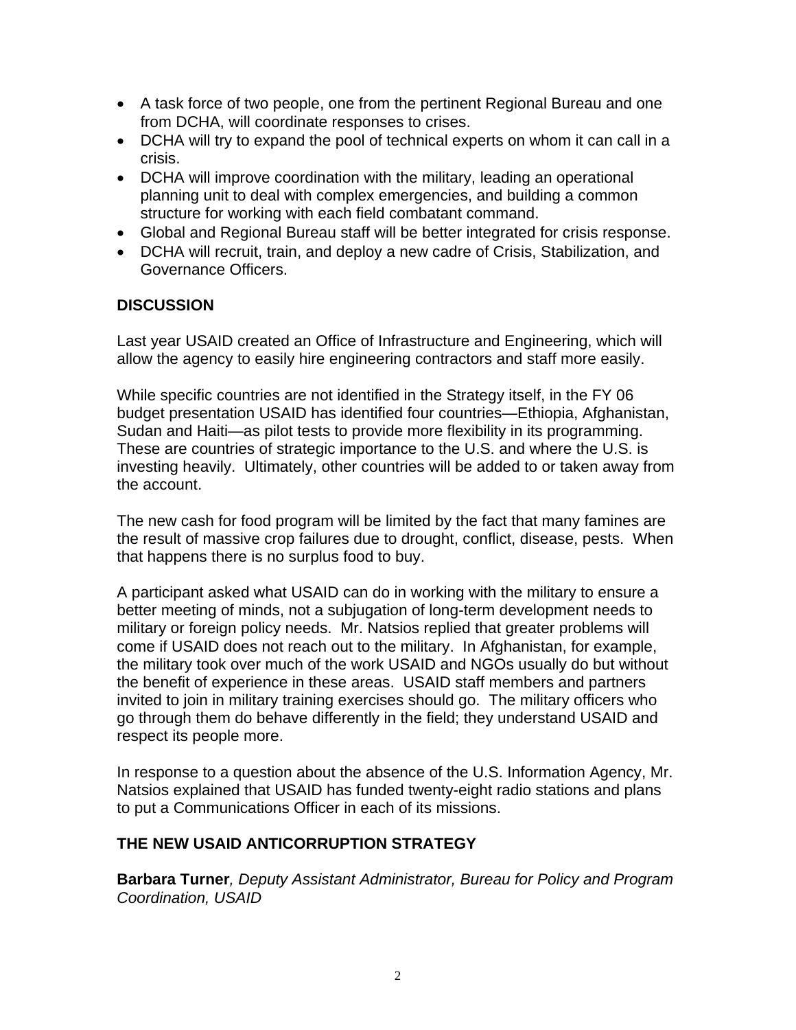- A task force of two people, one from the pertinent Regional Bureau and one from DCHA, will coordinate responses to crises.
- DCHA will try to expand the pool of technical experts on whom it can call in a crisis.
- DCHA will improve coordination with the military, leading an operational planning unit to deal with complex emergencies, and building a common structure for working with each field combatant command.
- Global and Regional Bureau staff will be better integrated for crisis response.
- DCHA will recruit, train, and deploy a new cadre of Crisis, Stabilization, and Governance Officers.

## DISCUSSION

Last year USAID created an Office of Infrastructure and Engineering, which will allow the agency to easily hire engineering contractors and staff more easily.

While specific countries are not identified in the Strategy itself, in the FY 06 budget presentation USAID has identified four countries—Ethiopia, Afghanistan, Sudan and Haiti—as pilot tests to provide more flexibility in its programming. These are countries of strategic importance to the U.S. and where the U.S. is investing heavily. Ultimately, other countries will be added to or taken away from the account.

The new cash for food program will be limited by the fact that many famines are the result of massive crop failures due to drought, conflict, disease, pests. When that happens there is no surplus food to buy.

A participant asked what USAID can do in working with the military to ensure a better meeting of minds, not a subjugation of long-term development needs to military or foreign policy needs. Mr. Natsios replied that greater problems will come if USAID does not reach out to the military. In Afghanistan, for example, the military took over much of the work USAID and NGOs usually do but without the benefit of experience in these areas. USAID staff members and partners invited to join in military training exercises should go. The military officers who go through them do behave differently in the field; they understand USAID and respect its people more.

In response to a question about the absence of the U.S. Information Agency, Mr. Natsios explained that USAID has funded twenty-eight radio stations and plans to put a Communications Officer in each of its missions.

## THE NEW USAID ANTICORRUPTION STRATEGY

**Barbara Turner***, Deputy Assistant Administrator, Bureau for Policy and Program Coordination, USAID*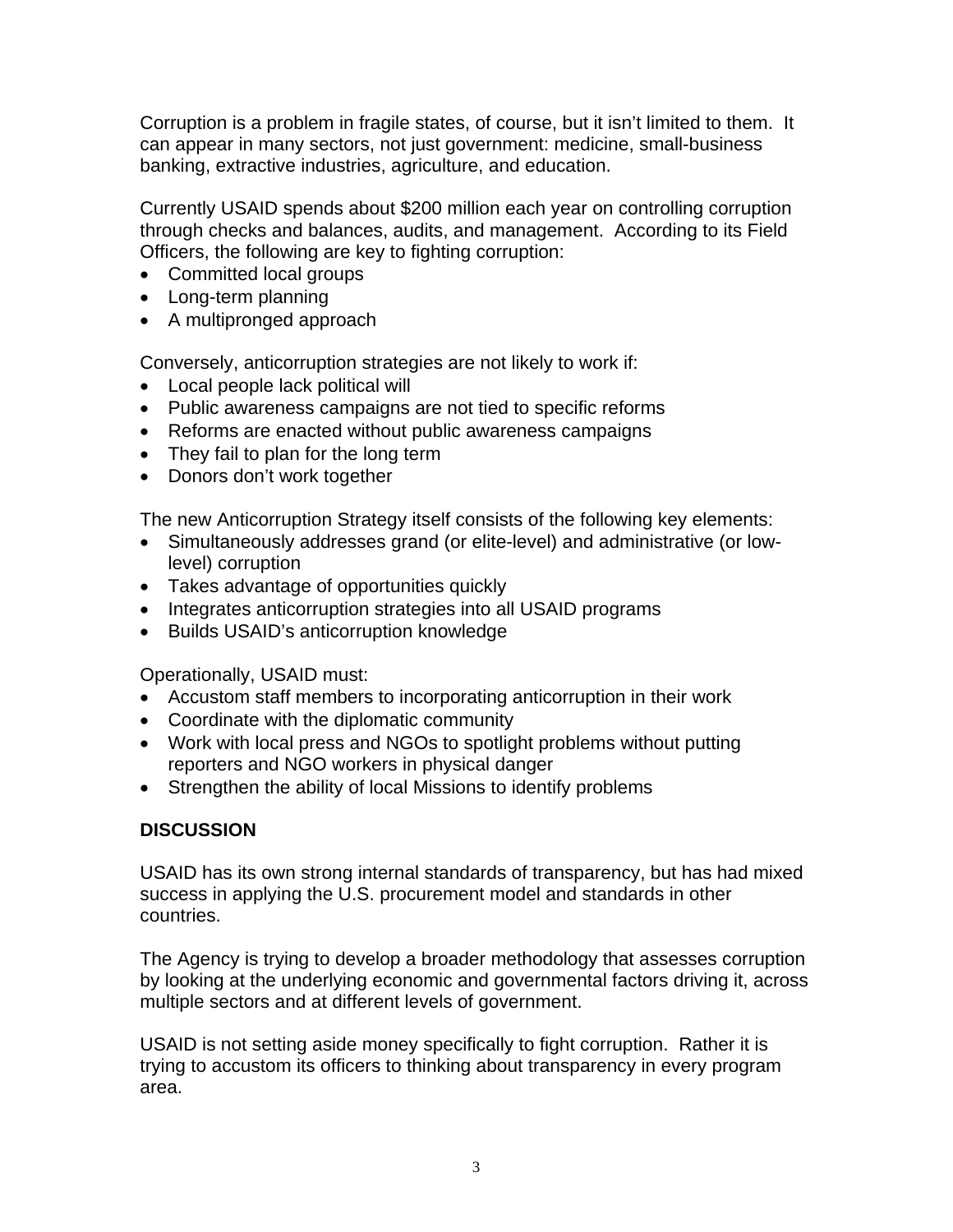Corruption is a problem in fragile states, of course, but it isn't limited to them. It can appear in many sectors, not just government: medicine, small-business banking, extractive industries, agriculture, and education.

Currently USAID spends about $200 million each year on controlling corruption through checks and balances, audits, and management. According to its Field Officers, the following are key to fighting corruption:

- Committed local groups
- Long-term planning
- A multipronged approach

Conversely, anticorruption strategies are not likely to work if:

- Local people lack political will
- Public awareness campaigns are not tied to specific reforms
- Reforms are enacted without public awareness campaigns
- They fail to plan for the long term
- Donors don't work together

The new Anticorruption Strategy itself consists of the following key elements:

- Simultaneously addresses grand (or elite-level) and administrative (or low-level) corruption
- Takes advantage of opportunities quickly
- Integrates anticorruption strategies into all USAID programs
- Builds USAID's anticorruption knowledge

Operationally, USAID must:

- Accustom staff members to incorporating anticorruption in their work
- Coordinate with the diplomatic community
- Work with local press and NGOs to spotlight problems without putting reporters and NGO workers in physical danger
- Strengthen the ability of local Missions to identify problems

**DISCUSSION**

USAID has its own strong internal standards of transparency, but has had mixed success in applying the U.S. procurement model and standards in other countries.

The Agency is trying to develop a broader methodology that assesses corruption by looking at the underlying economic and governmental factors driving it, across multiple sectors and at different levels of government.

USAID is not setting aside money specifically to fight corruption. Rather it is trying to accustom its officers to thinking about transparency in every program area.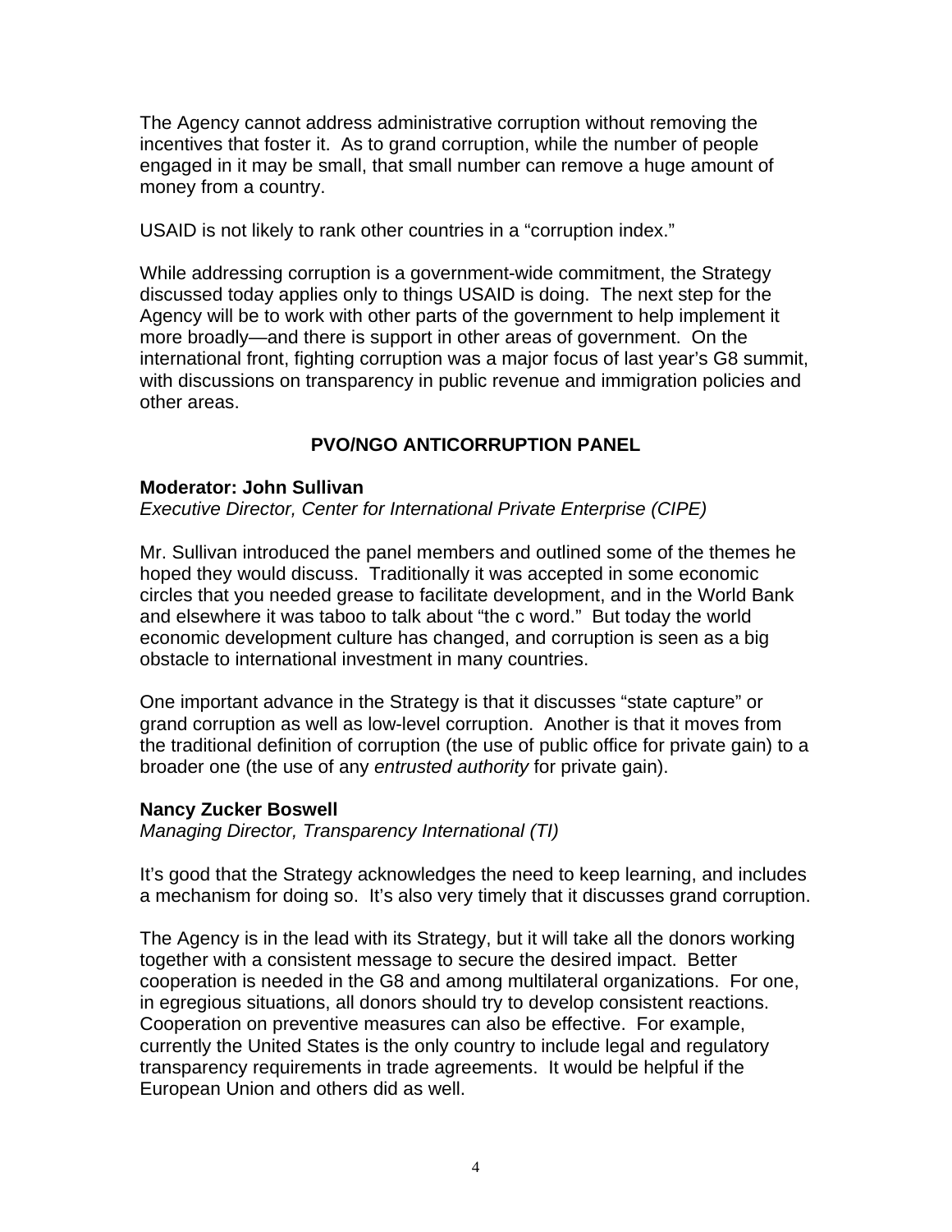The Agency cannot address administrative corruption without removing the incentives that foster it. As to grand corruption, while the number of people engaged in it may be small, that small number can remove a huge amount of money from a country.

USAID is not likely to rank other countries in a "corruption index."

While addressing corruption is a government-wide commitment, the Strategy discussed today applies only to things USAID is doing. The next step for the Agency will be to work with other parts of the government to help implement it more broadly—and there is support in other areas of government. On the international front, fighting corruption was a major focus of last year's G8 summit, with discussions on transparency in public revenue and immigration policies and other areas.

## PVO/NGO ANTICORRUPTION PANEL

**Moderator: John Sullivan**
*Executive Director, Center for International Private Enterprise (CIPE)*

Mr. Sullivan introduced the panel members and outlined some of the themes he hoped they would discuss. Traditionally it was accepted in some economic circles that you needed grease to facilitate development, and in the World Bank and elsewhere it was taboo to talk about "the c word." But today the world economic development culture has changed, and corruption is seen as a big obstacle to international investment in many countries.

One important advance in the Strategy is that it discusses "state capture" or grand corruption as well as low-level corruption. Another is that it moves from the traditional definition of corruption (the use of public office for private gain) to a broader one (the use of any *entrusted authority* for private gain).

**Nancy Zucker Boswell**
*Managing Director, Transparency International (TI)*

It's good that the Strategy acknowledges the need to keep learning, and includes a mechanism for doing so. It's also very timely that it discusses grand corruption.

The Agency is in the lead with its Strategy, but it will take all the donors working together with a consistent message to secure the desired impact. Better cooperation is needed in the G8 and among multilateral organizations. For one, in egregious situations, all donors should try to develop consistent reactions. Cooperation on preventive measures can also be effective. For example, currently the United States is the only country to include legal and regulatory transparency requirements in trade agreements. It would be helpful if the European Union and others did as well.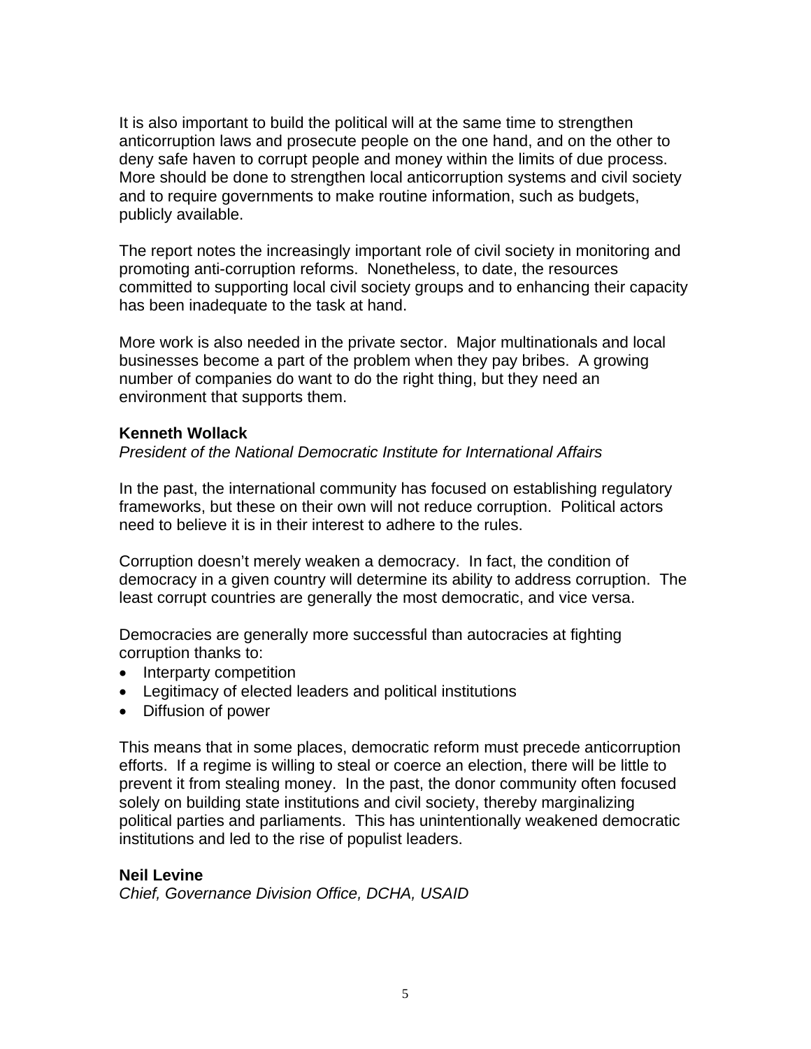It is also important to build the political will at the same time to strengthen anticorruption laws and prosecute people on the one hand, and on the other to deny safe haven to corrupt people and money within the limits of due process. More should be done to strengthen local anticorruption systems and civil society and to require governments to make routine information, such as budgets, publicly available.

The report notes the increasingly important role of civil society in monitoring and promoting anti-corruption reforms. Nonetheless, to date, the resources committed to supporting local civil society groups and to enhancing their capacity has been inadequate to the task at hand.

More work is also needed in the private sector. Major multinationals and local businesses become a part of the problem when they pay bribes. A growing number of companies do want to do the right thing, but they need an environment that supports them.

**Kenneth Wollack**
*President of the National Democratic Institute for International Affairs*

In the past, the international community has focused on establishing regulatory frameworks, but these on their own will not reduce corruption. Political actors need to believe it is in their interest to adhere to the rules.

Corruption doesn't merely weaken a democracy. In fact, the condition of democracy in a given country will determine its ability to address corruption. The least corrupt countries are generally the most democratic, and vice versa.

Democracies are generally more successful than autocracies at fighting corruption thanks to:

- Interparty competition
- Legitimacy of elected leaders and political institutions
- Diffusion of power

This means that in some places, democratic reform must precede anticorruption efforts. If a regime is willing to steal or coerce an election, there will be little to prevent it from stealing money. In the past, the donor community often focused solely on building state institutions and civil society, thereby marginalizing political parties and parliaments. This has unintentionally weakened democratic institutions and led to the rise of populist leaders.

**Neil Levine**
*Chief, Governance Division Office, DCHA, USAID*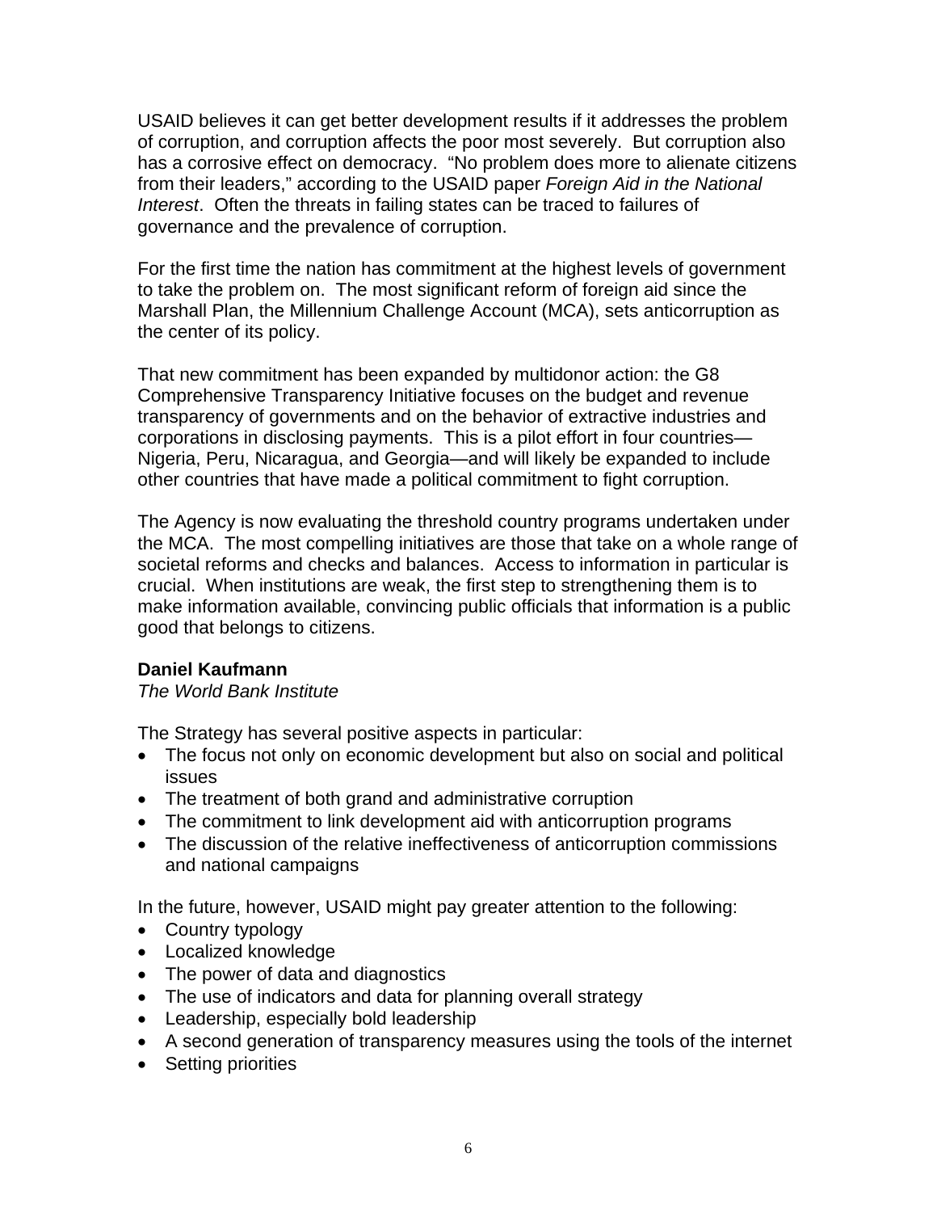USAID believes it can get better development results if it addresses the problem of corruption, and corruption affects the poor most severely. But corruption also has a corrosive effect on democracy. "No problem does more to alienate citizens from their leaders," according to the USAID paper *Foreign Aid in the National Interest*. Often the threats in failing states can be traced to failures of governance and the prevalence of corruption.

For the first time the nation has commitment at the highest levels of government to take the problem on. The most significant reform of foreign aid since the Marshall Plan, the Millennium Challenge Account (MCA), sets anticorruption as the center of its policy.

That new commitment has been expanded by multidonor action: the G8 Comprehensive Transparency Initiative focuses on the budget and revenue transparency of governments and on the behavior of extractive industries and corporations in disclosing payments. This is a pilot effort in four countries—Nigeria, Peru, Nicaragua, and Georgia—and will likely be expanded to include other countries that have made a political commitment to fight corruption.

The Agency is now evaluating the threshold country programs undertaken under the MCA. The most compelling initiatives are those that take on a whole range of societal reforms and checks and balances. Access to information in particular is crucial. When institutions are weak, the first step to strengthening them is to make information available, convincing public officials that information is a public good that belongs to citizens.

**Daniel Kaufmann**
*The World Bank Institute*

The Strategy has several positive aspects in particular:

- The focus not only on economic development but also on social and political issues
- The treatment of both grand and administrative corruption
- The commitment to link development aid with anticorruption programs
- The discussion of the relative ineffectiveness of anticorruption commissions and national campaigns

In the future, however, USAID might pay greater attention to the following:

- Country typology
- Localized knowledge
- The power of data and diagnostics
- The use of indicators and data for planning overall strategy
- Leadership, especially bold leadership
- A second generation of transparency measures using the tools of the internet
- Setting priorities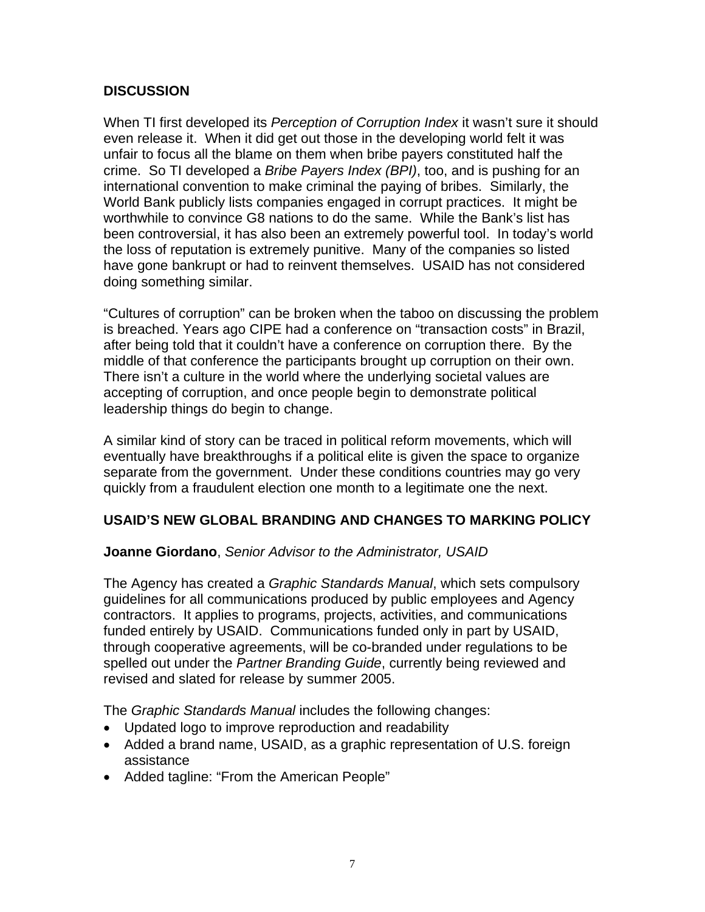## DISCUSSION

When TI first developed its *Perception of Corruption Index* it wasn't sure it should even release it. When it did get out those in the developing world felt it was unfair to focus all the blame on them when bribe payers constituted half the crime. So TI developed a *Bribe Payers Index (BPI)*, too, and is pushing for an international convention to make criminal the paying of bribes. Similarly, the World Bank publicly lists companies engaged in corrupt practices. It might be worthwhile to convince G8 nations to do the same. While the Bank's list has been controversial, it has also been an extremely powerful tool. In today's world the loss of reputation is extremely punitive. Many of the companies so listed have gone bankrupt or had to reinvent themselves. USAID has not considered doing something similar.

"Cultures of corruption" can be broken when the taboo on discussing the problem is breached. Years ago CIPE had a conference on "transaction costs" in Brazil, after being told that it couldn't have a conference on corruption there. By the middle of that conference the participants brought up corruption on their own. There isn't a culture in the world where the underlying societal values are accepting of corruption, and once people begin to demonstrate political leadership things do begin to change.

A similar kind of story can be traced in political reform movements, which will eventually have breakthroughs if a political elite is given the space to organize separate from the government. Under these conditions countries may go very quickly from a fraudulent election one month to a legitimate one the next.

## USAID'S NEW GLOBAL BRANDING AND CHANGES TO MARKING POLICY

**Joanne Giordano**, *Senior Advisor to the Administrator, USAID*

The Agency has created a *Graphic Standards Manual*, which sets compulsory guidelines for all communications produced by public employees and Agency contractors. It applies to programs, projects, activities, and communications funded entirely by USAID. Communications funded only in part by USAID, through cooperative agreements, will be co-branded under regulations to be spelled out under the *Partner Branding Guide*, currently being reviewed and revised and slated for release by summer 2005.

The *Graphic Standards Manual* includes the following changes:

- Updated logo to improve reproduction and readability
- Added a brand name, USAID, as a graphic representation of U.S. foreign assistance
- Added tagline: "From the American People"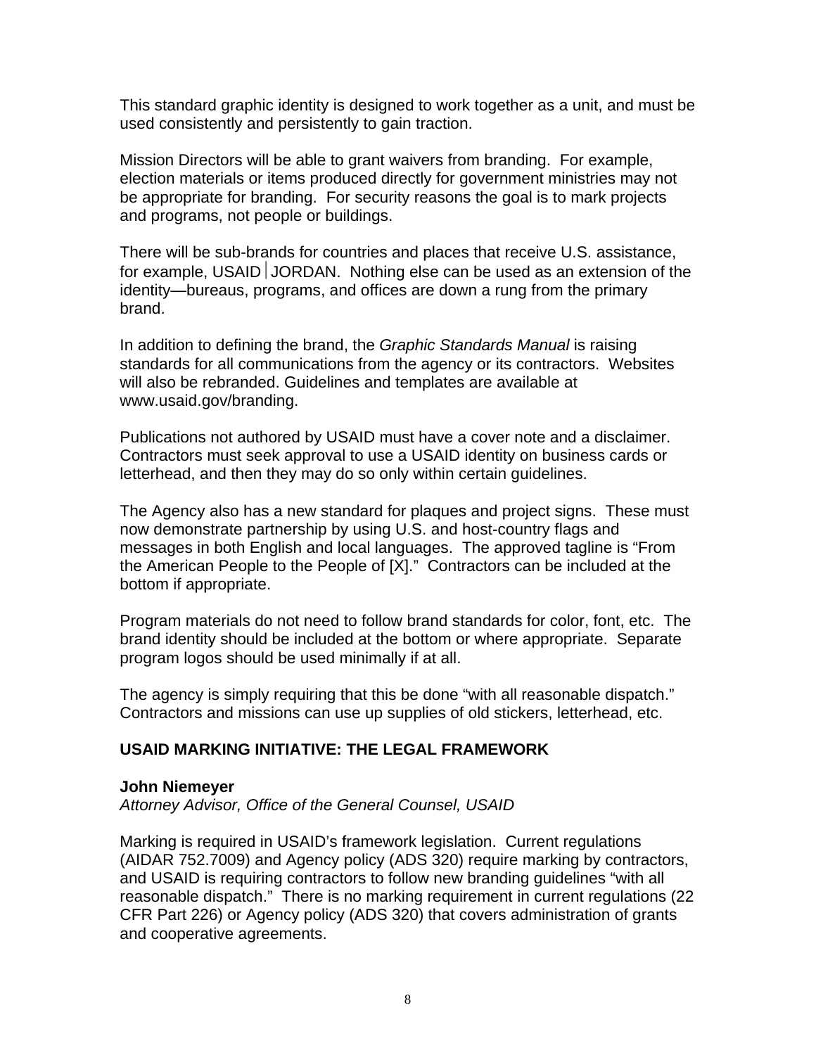This standard graphic identity is designed to work together as a unit, and must be used consistently and persistently to gain traction.

Mission Directors will be able to grant waivers from branding. For example, election materials or items produced directly for government ministries may not be appropriate for branding. For security reasons the goal is to mark projects and programs, not people or buildings.

There will be sub-brands for countries and places that receive U.S. assistance, for example, USAID | JORDAN. Nothing else can be used as an extension of the identity—bureaus, programs, and offices are down a rung from the primary brand.

In addition to defining the brand, the *Graphic Standards Manual* is raising standards for all communications from the agency or its contractors. Websites will also be rebranded. Guidelines and templates are available at www.usaid.gov/branding.

Publications not authored by USAID must have a cover note and a disclaimer. Contractors must seek approval to use a USAID identity on business cards or letterhead, and then they may do so only within certain guidelines.

The Agency also has a new standard for plaques and project signs. These must now demonstrate partnership by using U.S. and host-country flags and messages in both English and local languages. The approved tagline is "From the American People to the People of [X]." Contractors can be included at the bottom if appropriate.

Program materials do not need to follow brand standards for color, font, etc. The brand identity should be included at the bottom or where appropriate. Separate program logos should be used minimally if at all.

The agency is simply requiring that this be done "with all reasonable dispatch." Contractors and missions can use up supplies of old stickers, letterhead, etc.

## USAID MARKING INITIATIVE: THE LEGAL FRAMEWORK

**John Niemeyer**
*Attorney Advisor, Office of the General Counsel, USAID*

Marking is required in USAID's framework legislation. Current regulations (AIDAR 752.7009) and Agency policy (ADS 320) require marking by contractors, and USAID is requiring contractors to follow new branding guidelines "with all reasonable dispatch." There is no marking requirement in current regulations (22 CFR Part 226) or Agency policy (ADS 320) that covers administration of grants and cooperative agreements.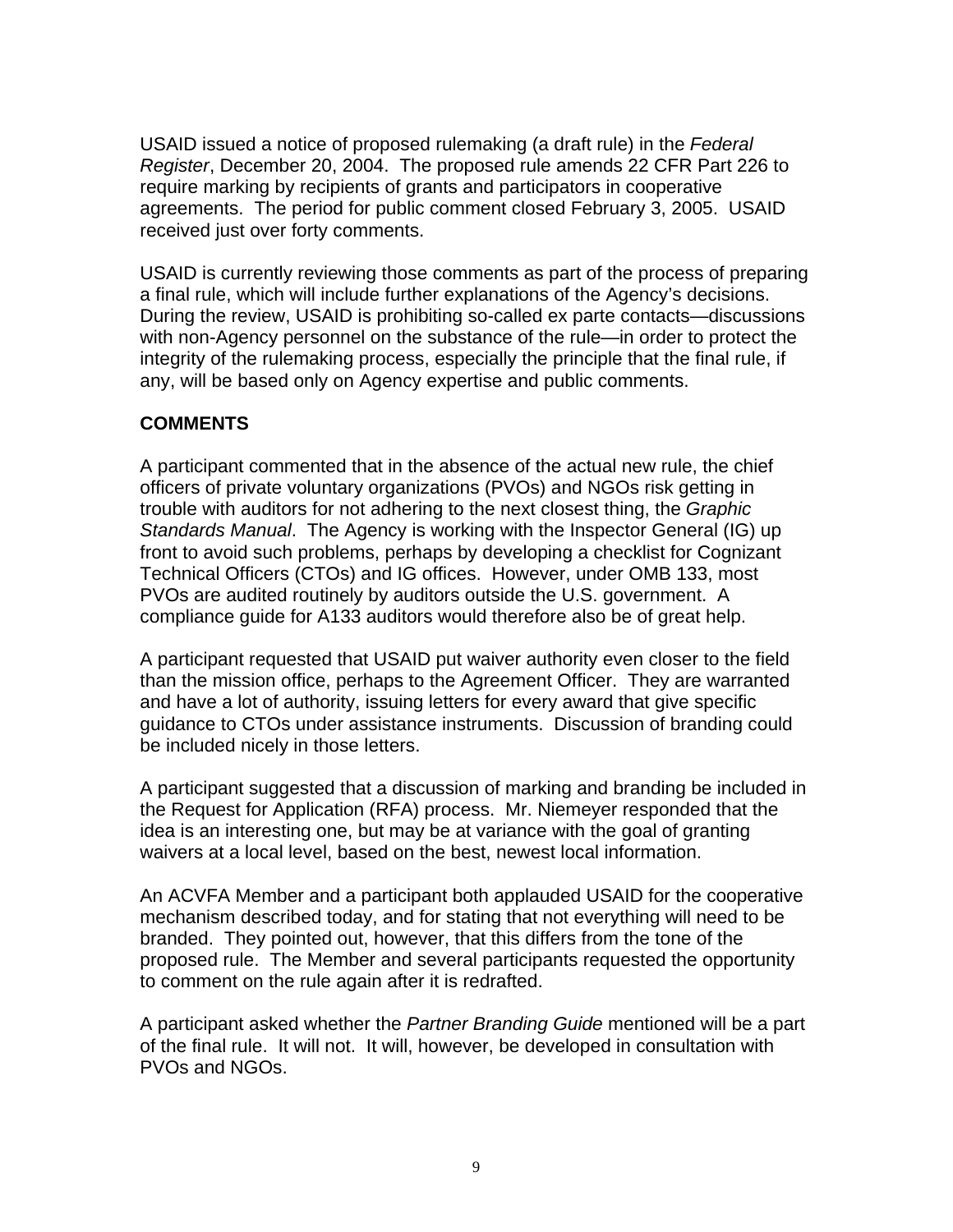USAID issued a notice of proposed rulemaking (a draft rule) in the *Federal Register*, December 20, 2004. The proposed rule amends 22 CFR Part 226 to require marking by recipients of grants and participators in cooperative agreements. The period for public comment closed February 3, 2005. USAID received just over forty comments.

USAID is currently reviewing those comments as part of the process of preparing a final rule, which will include further explanations of the Agency's decisions. During the review, USAID is prohibiting so-called ex parte contacts—discussions with non-Agency personnel on the substance of the rule—in order to protect the integrity of the rulemaking process, especially the principle that the final rule, if any, will be based only on Agency expertise and public comments.

**COMMENTS**

A participant commented that in the absence of the actual new rule, the chief officers of private voluntary organizations (PVOs) and NGOs risk getting in trouble with auditors for not adhering to the next closest thing, the *Graphic Standards Manual*. The Agency is working with the Inspector General (IG) up front to avoid such problems, perhaps by developing a checklist for Cognizant Technical Officers (CTOs) and IG offices. However, under OMB 133, most PVOs are audited routinely by auditors outside the U.S. government. A compliance guide for A133 auditors would therefore also be of great help.

A participant requested that USAID put waiver authority even closer to the field than the mission office, perhaps to the Agreement Officer. They are warranted and have a lot of authority, issuing letters for every award that give specific guidance to CTOs under assistance instruments. Discussion of branding could be included nicely in those letters.

A participant suggested that a discussion of marking and branding be included in the Request for Application (RFA) process. Mr. Niemeyer responded that the idea is an interesting one, but may be at variance with the goal of granting waivers at a local level, based on the best, newest local information.

An ACVFA Member and a participant both applauded USAID for the cooperative mechanism described today, and for stating that not everything will need to be branded. They pointed out, however, that this differs from the tone of the proposed rule. The Member and several participants requested the opportunity to comment on the rule again after it is redrafted.

A participant asked whether the *Partner Branding Guide* mentioned will be a part of the final rule. It will not. It will, however, be developed in consultation with PVOs and NGOs.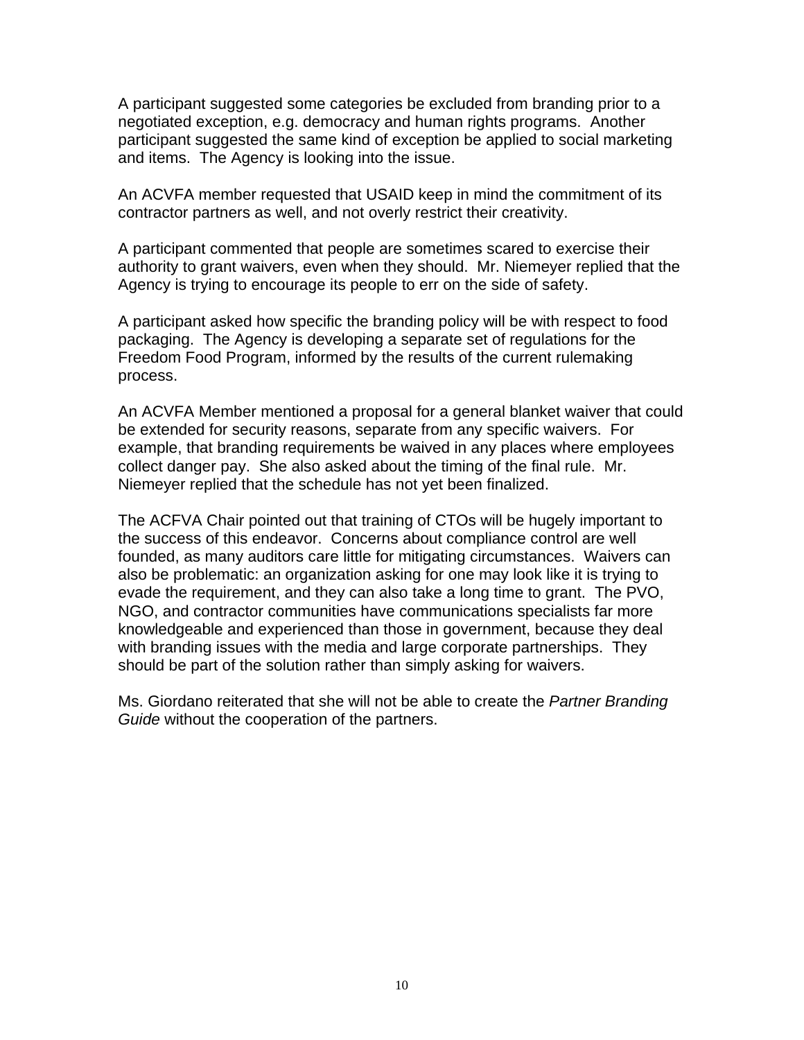A participant suggested some categories be excluded from branding prior to a negotiated exception, e.g. democracy and human rights programs. Another participant suggested the same kind of exception be applied to social marketing and items. The Agency is looking into the issue.

An ACVFA member requested that USAID keep in mind the commitment of its contractor partners as well, and not overly restrict their creativity.

A participant commented that people are sometimes scared to exercise their authority to grant waivers, even when they should. Mr. Niemeyer replied that the Agency is trying to encourage its people to err on the side of safety.

A participant asked how specific the branding policy will be with respect to food packaging. The Agency is developing a separate set of regulations for the Freedom Food Program, informed by the results of the current rulemaking process.

An ACVFA Member mentioned a proposal for a general blanket waiver that could be extended for security reasons, separate from any specific waivers. For example, that branding requirements be waived in any places where employees collect danger pay. She also asked about the timing of the final rule. Mr. Niemeyer replied that the schedule has not yet been finalized.

The ACFVA Chair pointed out that training of CTOs will be hugely important to the success of this endeavor. Concerns about compliance control are well founded, as many auditors care little for mitigating circumstances. Waivers can also be problematic: an organization asking for one may look like it is trying to evade the requirement, and they can also take a long time to grant. The PVO, NGO, and contractor communities have communications specialists far more knowledgeable and experienced than those in government, because they deal with branding issues with the media and large corporate partnerships. They should be part of the solution rather than simply asking for waivers.

Ms. Giordano reiterated that she will not be able to create the *Partner Branding Guide* without the cooperation of the partners.